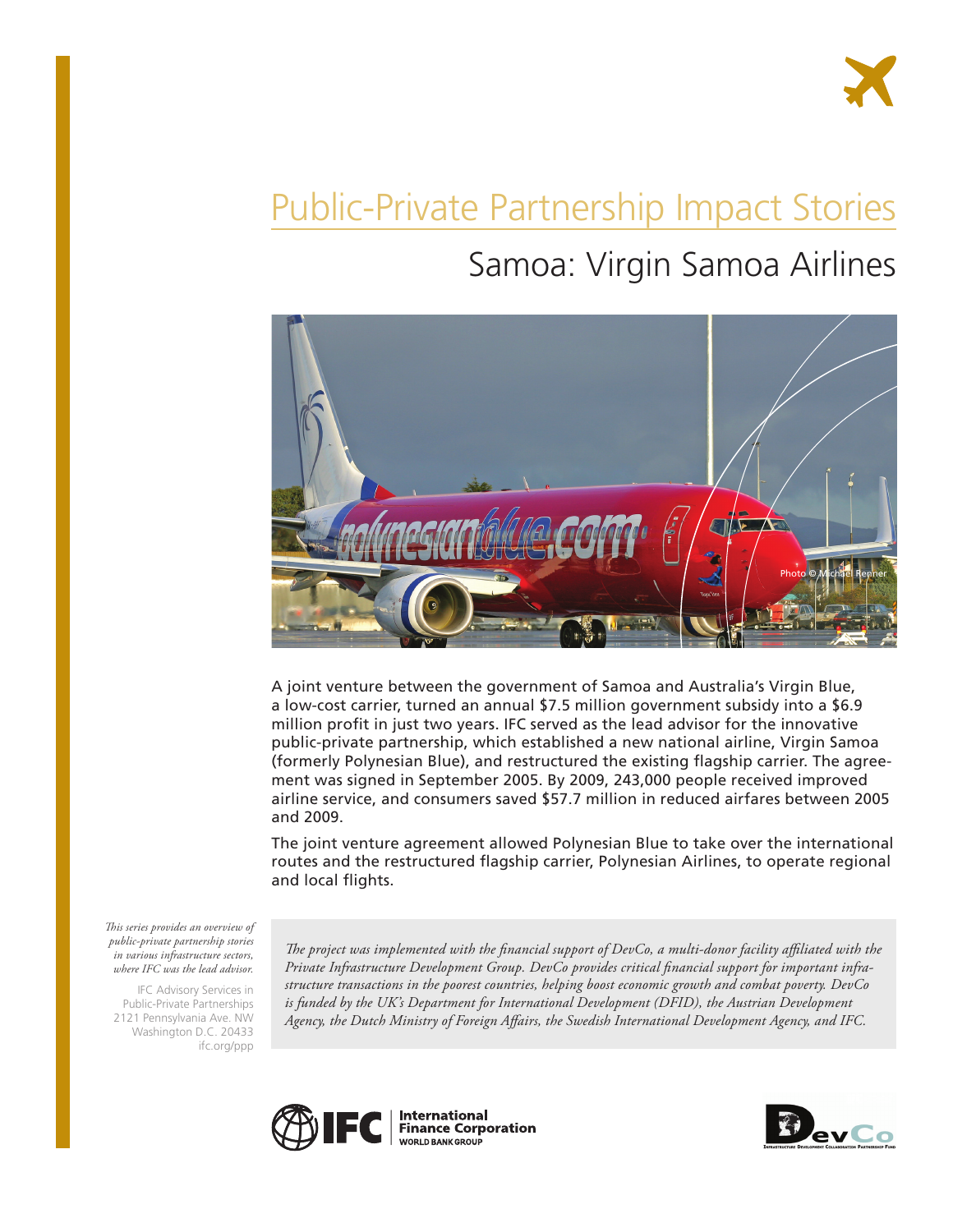# Public-Private Partnership Impact Stories

## Samoa: Virgin Samoa Airlines

Photo © Michael Renner

A joint venture between the government of Samoa and Australia's Virgin Blue, a low-cost carrier, turned an annual $7.5 million government subsidy into a $6.9 million profit in just two years. IFC served as the lead advisor for the innovative public-private partnership, which established a new national airline, Virgin Samoa (formerly Polynesian Blue), and restructured the existing flagship carrier. The agreement was signed in September 2005. By 2009, 243,000 people received improved airline service, and consumers saved $57.7 million in reduced airfares between 2005 and 2009.

The joint venture agreement allowed Polynesian Blue to take over the international routes and the restructured flagship carrier, Polynesian Airlines, to operate regional and local flights.

*This series provides an overview of public-private partnership stories in various infrastructure sectors, where IFC was the lead advisor.*

IFC Advisory Services in Public-Private Partnerships
2121 Pennsylvania Ave. NW
Washington D.C. 20433
ifc.org/ppp

*The project was implemented with the financial support of DevCo, a multi-donor facility affiliated with the Private Infrastructure Development Group. DevCo provides critical financial support for important infrastructure transactions in the poorest countries, helping boost economic growth and combat poverty. DevCo is funded by the UK's Department for International Development (DFID), the Austrian Development Agency, the Dutch Ministry of Foreign Affairs, the Swedish International Development Agency, and IFC.*

IFC | International Finance Corporation, World Bank Group

DevCo — Infrastructure Development Collaboration Partnership Fund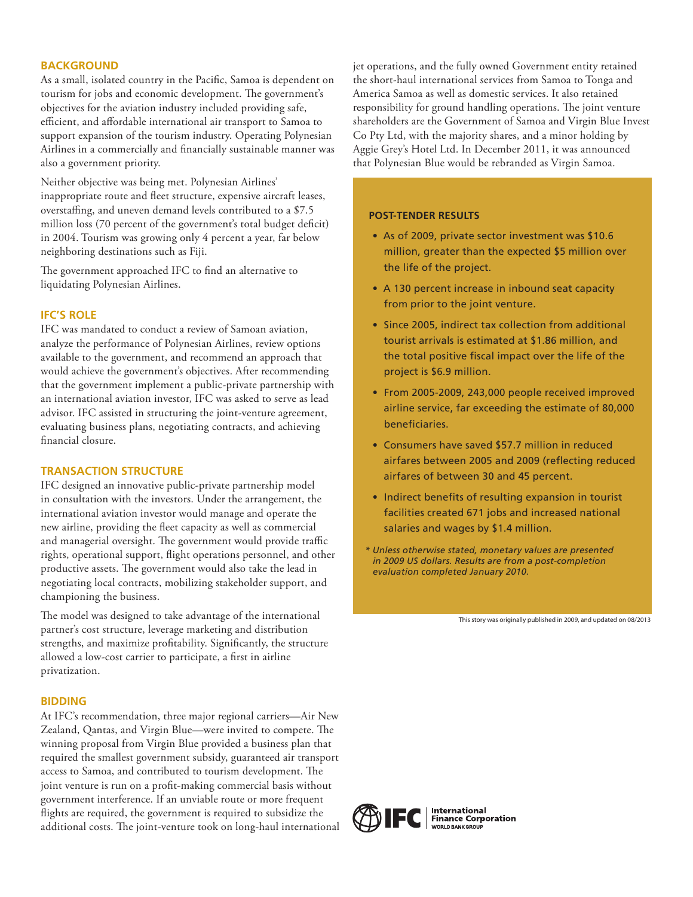## BACKGROUND

As a small, isolated country in the Pacific, Samoa is dependent on tourism for jobs and economic development. The government's objectives for the aviation industry included providing safe, efficient, and affordable international air transport to Samoa to support expansion of the tourism industry. Operating Polynesian Airlines in a commercially and financially sustainable manner was also a government priority.

Neither objective was being met. Polynesian Airlines' inappropriate route and fleet structure, expensive aircraft leases, overstaffing, and uneven demand levels contributed to a $7.5 million loss (70 percent of the government's total budget deficit) in 2004. Tourism was growing only 4 percent a year, far below neighboring destinations such as Fiji.

The government approached IFC to find an alternative to liquidating Polynesian Airlines.

## IFC'S ROLE

IFC was mandated to conduct a review of Samoan aviation, analyze the performance of Polynesian Airlines, review options available to the government, and recommend an approach that would achieve the government's objectives. After recommending that the government implement a public-private partnership with an international aviation investor, IFC was asked to serve as lead advisor. IFC assisted in structuring the joint-venture agreement, evaluating business plans, negotiating contracts, and achieving financial closure.

## TRANSACTION STRUCTURE

IFC designed an innovative public-private partnership model in consultation with the investors. Under the arrangement, the international aviation investor would manage and operate the new airline, providing the fleet capacity as well as commercial and managerial oversight. The government would provide traffic rights, operational support, flight operations personnel, and other productive assets. The government would also take the lead in negotiating local contracts, mobilizing stakeholder support, and championing the business.

The model was designed to take advantage of the international partner's cost structure, leverage marketing and distribution strengths, and maximize profitability. Significantly, the structure allowed a low-cost carrier to participate, a first in airline privatization.

## BIDDING

At IFC's recommendation, three major regional carriers—Air New Zealand, Qantas, and Virgin Blue—were invited to compete. The winning proposal from Virgin Blue provided a business plan that required the smallest government subsidy, guaranteed air transport access to Samoa, and contributed to tourism development. The joint venture is run on a profit-making commercial basis without government interference. If an unviable route or more frequent flights are required, the government is required to subsidize the additional costs. The joint-venture took on long-haul international jet operations, and the fully owned Government entity retained the short-haul international services from Samoa to Tonga and America Samoa as well as domestic services. It also retained responsibility for ground handling operations. The joint venture shareholders are the Government of Samoa and Virgin Blue Invest Co Pty Ltd, with the majority shares, and a minor holding by Aggie Grey's Hotel Ltd. In December 2011, it was announced that Polynesian Blue would be rebranded as Virgin Samoa.

### POST-TENDER RESULTS

- As of 2009, private sector investment was $10.6 million, greater than the expected $5 million over the life of the project.
- A 130 percent increase in inbound seat capacity from prior to the joint venture.
- Since 2005, indirect tax collection from additional tourist arrivals is estimated at $1.86 million, and the total positive fiscal impact over the life of the project is $6.9 million.
- From 2005-2009, 243,000 people received improved airline service, far exceeding the estimate of 80,000 beneficiaries.
- Consumers have saved $57.7 million in reduced airfares between 2005 and 2009 (reflecting reduced airfares of between 30 and 45 percent.
- Indirect benefits of resulting expansion in tourist facilities created 671 jobs and increased national salaries and wages by $1.4 million.

*\* Unless otherwise stated, monetary values are presented in 2009 US dollars. Results are from a post-completion evaluation completed January 2010.*

This story was originally published in 2009, and updated on 08/2013

IFC International Finance Corporation WORLD BANK GROUP